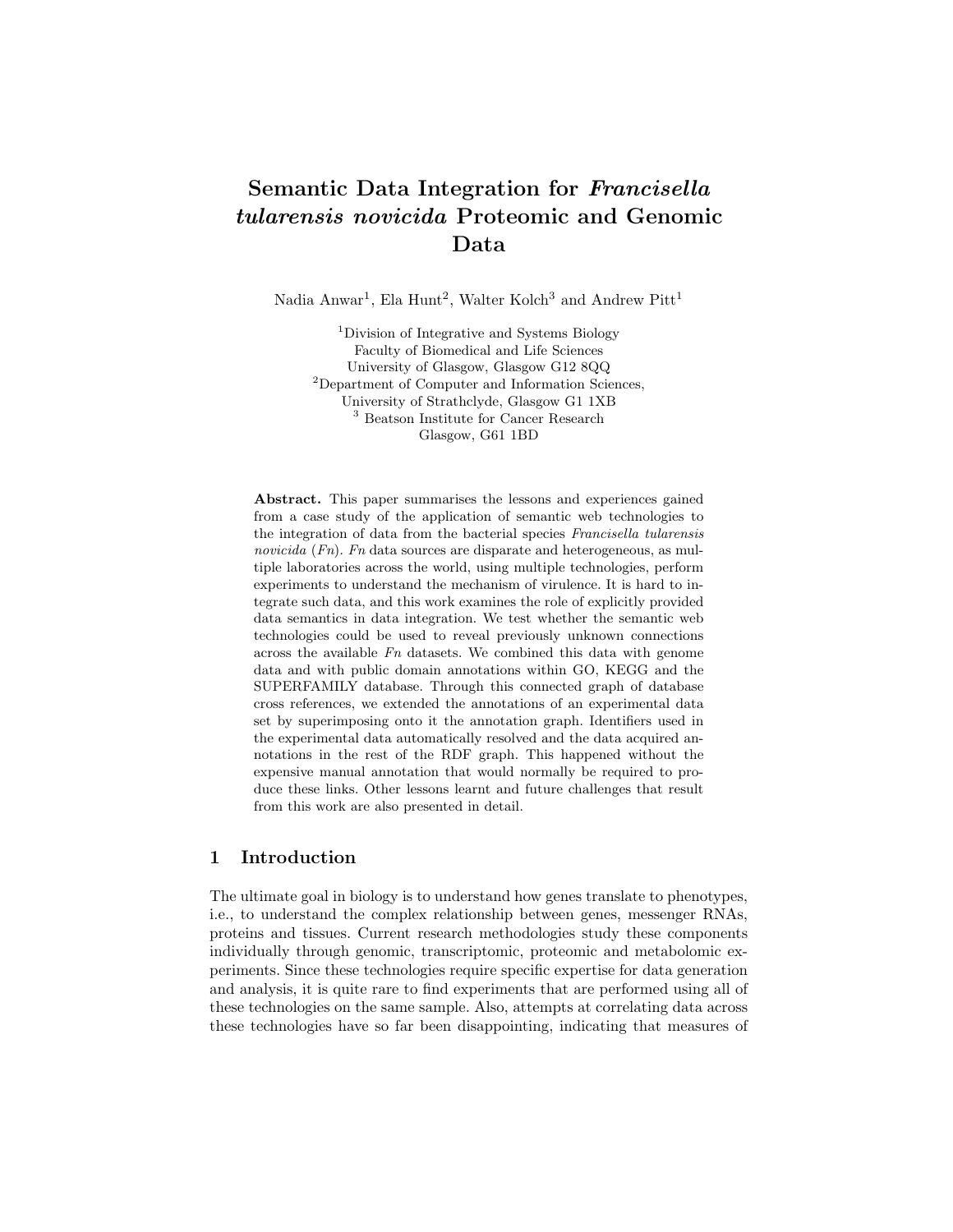# Semantic Data Integration for *Francisella tularensis novicida* Proteomic and Genomic Data

Nadia Anwar[1], Ela Hunt[2], Walter Kolch[3] and Andrew Pitt[1]

[1]Division of Integrative and Systems Biology
Faculty of Biomedical and Life Sciences
University of Glasgow, Glasgow G12 8QQ
[2]Department of Computer and Information Sciences,
University of Strathclyde, Glasgow G1 1XB
[3] Beatson Institute for Cancer Research
Glasgow, G61 1BD

**Abstract.** This paper summarises the lessons and experiences gained from a case study of the application of semantic web technologies to the integration of data from the bacterial species *Francisella tularensis novicida* (*Fn*). *Fn* data sources are disparate and heterogeneous, as multiple laboratories across the world, using multiple technologies, perform experiments to understand the mechanism of virulence. It is hard to integrate such data, and this work examines the role of explicitly provided data semantics in data integration. We test whether the semantic web technologies could be used to reveal previously unknown connections across the available *Fn* datasets. We combined this data with genome data and with public domain annotations within GO, KEGG and the SUPERFAMILY database. Through this connected graph of database cross references, we extended the annotations of an experimental data set by superimposing onto it the annotation graph. Identifiers used in the experimental data automatically resolved and the data acquired annotations in the rest of the RDF graph. This happened without the expensive manual annotation that would normally be required to produce these links. Other lessons learnt and future challenges that result from this work are also presented in detail.

## 1 Introduction

The ultimate goal in biology is to understand how genes translate to phenotypes, i.e., to understand the complex relationship between genes, messenger RNAs, proteins and tissues. Current research methodologies study these components individually through genomic, transcriptomic, proteomic and metabolomic experiments. Since these technologies require specific expertise for data generation and analysis, it is quite rare to find experiments that are performed using all of these technologies on the same sample. Also, attempts at correlating data across these technologies have so far been disappointing, indicating that measures of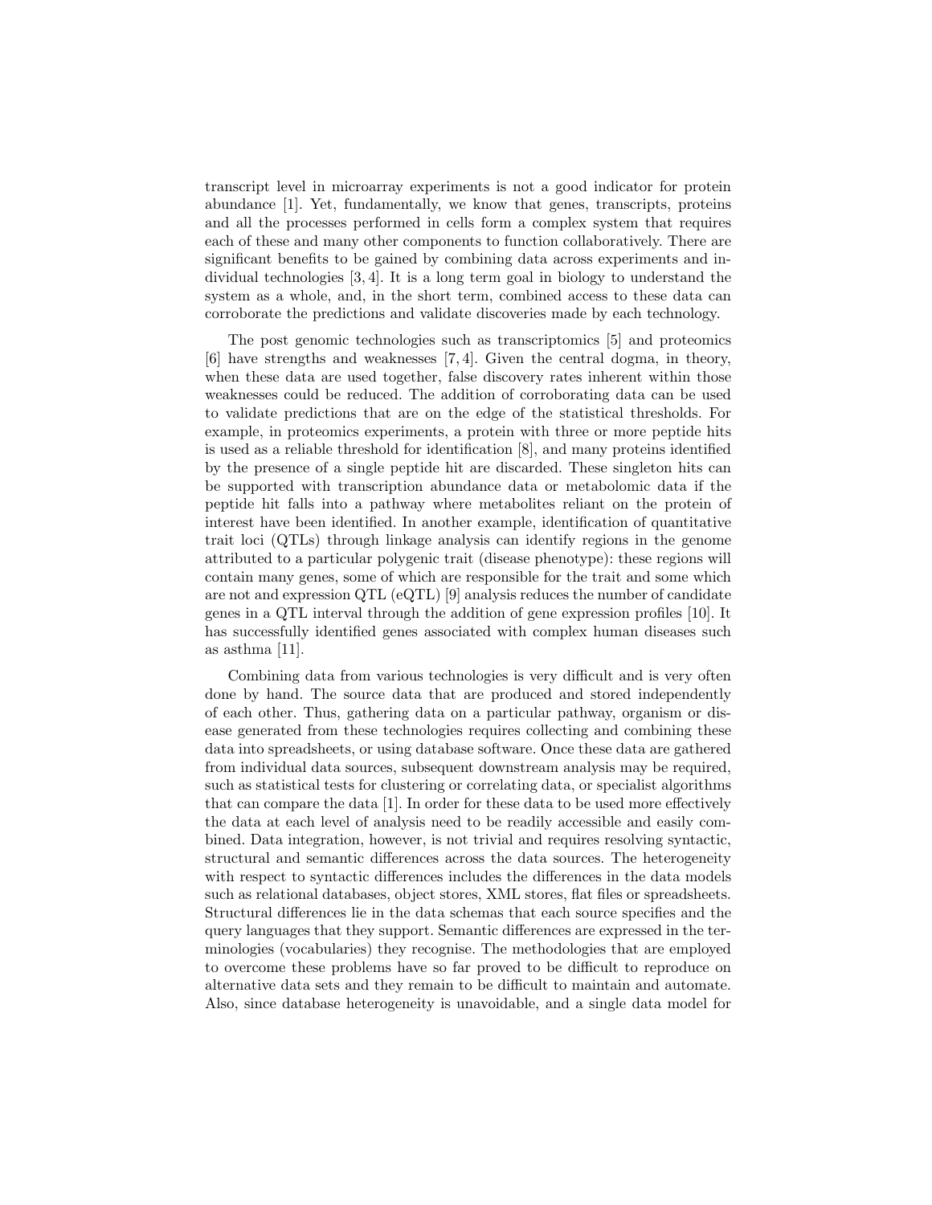transcript level in microarray experiments is not a good indicator for protein abundance [1]. Yet, fundamentally, we know that genes, transcripts, proteins and all the processes performed in cells form a complex system that requires each of these and many other components to function collaboratively. There are significant benefits to be gained by combining data across experiments and individual technologies [3, 4]. It is a long term goal in biology to understand the system as a whole, and, in the short term, combined access to these data can corroborate the predictions and validate discoveries made by each technology.

The post genomic technologies such as transcriptomics [5] and proteomics [6] have strengths and weaknesses [7, 4]. Given the central dogma, in theory, when these data are used together, false discovery rates inherent within those weaknesses could be reduced. The addition of corroborating data can be used to validate predictions that are on the edge of the statistical thresholds. For example, in proteomics experiments, a protein with three or more peptide hits is used as a reliable threshold for identification [8], and many proteins identified by the presence of a single peptide hit are discarded. These singleton hits can be supported with transcription abundance data or metabolomic data if the peptide hit falls into a pathway where metabolites reliant on the protein of interest have been identified. In another example, identification of quantitative trait loci (QTLs) through linkage analysis can identify regions in the genome attributed to a particular polygenic trait (disease phenotype): these regions will contain many genes, some of which are responsible for the trait and some which are not and expression QTL (eQTL) [9] analysis reduces the number of candidate genes in a QTL interval through the addition of gene expression profiles [10]. It has successfully identified genes associated with complex human diseases such as asthma [11].

Combining data from various technologies is very difficult and is very often done by hand. The source data that are produced and stored independently of each other. Thus, gathering data on a particular pathway, organism or disease generated from these technologies requires collecting and combining these data into spreadsheets, or using database software. Once these data are gathered from individual data sources, subsequent downstream analysis may be required, such as statistical tests for clustering or correlating data, or specialist algorithms that can compare the data [1]. In order for these data to be used more effectively the data at each level of analysis need to be readily accessible and easily combined. Data integration, however, is not trivial and requires resolving syntactic, structural and semantic differences across the data sources. The heterogeneity with respect to syntactic differences includes the differences in the data models such as relational databases, object stores, XML stores, flat files or spreadsheets. Structural differences lie in the data schemas that each source specifies and the query languages that they support. Semantic differences are expressed in the terminologies (vocabularies) they recognise. The methodologies that are employed to overcome these problems have so far proved to be difficult to reproduce on alternative data sets and they remain to be difficult to maintain and automate. Also, since database heterogeneity is unavoidable, and a single data model for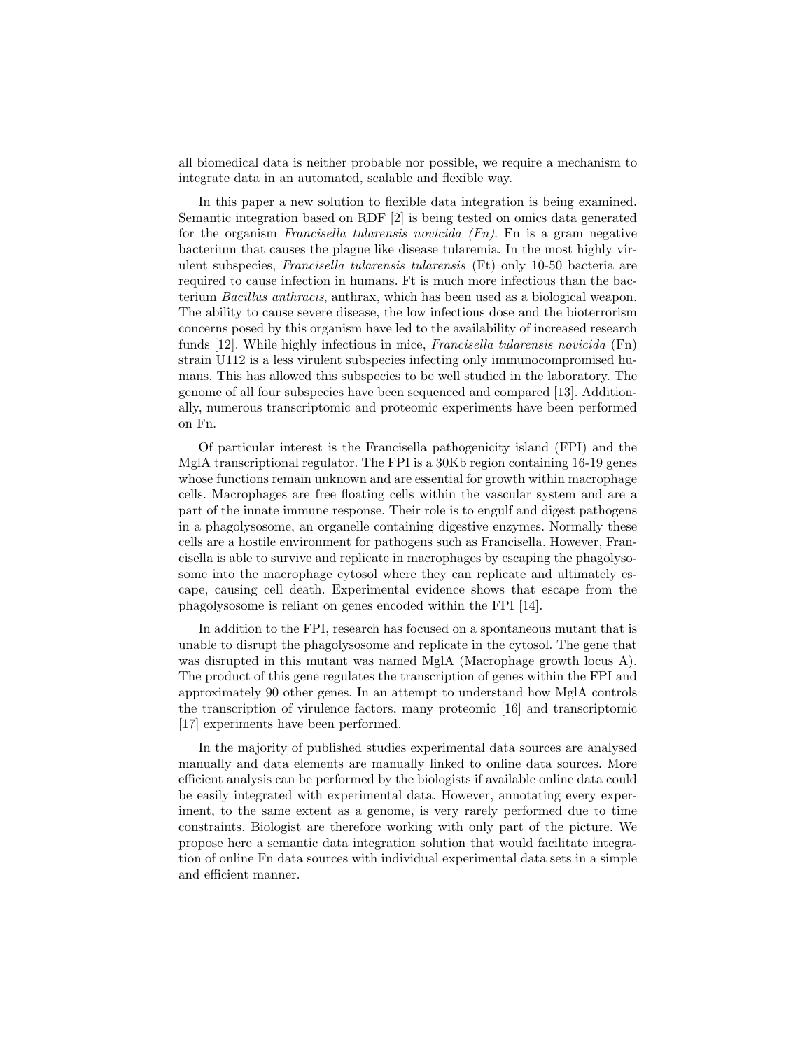all biomedical data is neither probable nor possible, we require a mechanism to integrate data in an automated, scalable and flexible way.

In this paper a new solution to flexible data integration is being examined. Semantic integration based on RDF [2] is being tested on omics data generated for the organism *Francisella tularensis novicida (Fn)*. Fn is a gram negative bacterium that causes the plague like disease tularemia. In the most highly virulent subspecies, *Francisella tularensis tularensis* (Ft) only 10-50 bacteria are required to cause infection in humans. Ft is much more infectious than the bacterium *Bacillus anthracis*, anthrax, which has been used as a biological weapon. The ability to cause severe disease, the low infectious dose and the bioterrorism concerns posed by this organism have led to the availability of increased research funds [12]. While highly infectious in mice, *Francisella tularensis novicida* (Fn) strain U112 is a less virulent subspecies infecting only immunocompromised humans. This has allowed this subspecies to be well studied in the laboratory. The genome of all four subspecies have been sequenced and compared [13]. Additionally, numerous transcriptomic and proteomic experiments have been performed on Fn.

Of particular interest is the Francisella pathogenicity island (FPI) and the MglA transcriptional regulator. The FPI is a 30Kb region containing 16-19 genes whose functions remain unknown and are essential for growth within macrophage cells. Macrophages are free floating cells within the vascular system and are a part of the innate immune response. Their role is to engulf and digest pathogens in a phagolysosome, an organelle containing digestive enzymes. Normally these cells are a hostile environment for pathogens such as Francisella. However, Francisella is able to survive and replicate in macrophages by escaping the phagolysosome into the macrophage cytosol where they can replicate and ultimately escape, causing cell death. Experimental evidence shows that escape from the phagolysosome is reliant on genes encoded within the FPI [14].

In addition to the FPI, research has focused on a spontaneous mutant that is unable to disrupt the phagolysosome and replicate in the cytosol. The gene that was disrupted in this mutant was named MglA (Macrophage growth locus A). The product of this gene regulates the transcription of genes within the FPI and approximately 90 other genes. In an attempt to understand how MglA controls the transcription of virulence factors, many proteomic [16] and transcriptomic [17] experiments have been performed.

In the majority of published studies experimental data sources are analysed manually and data elements are manually linked to online data sources. More efficient analysis can be performed by the biologists if available online data could be easily integrated with experimental data. However, annotating every experiment, to the same extent as a genome, is very rarely performed due to time constraints. Biologist are therefore working with only part of the picture. We propose here a semantic data integration solution that would facilitate integration of online Fn data sources with individual experimental data sets in a simple and efficient manner.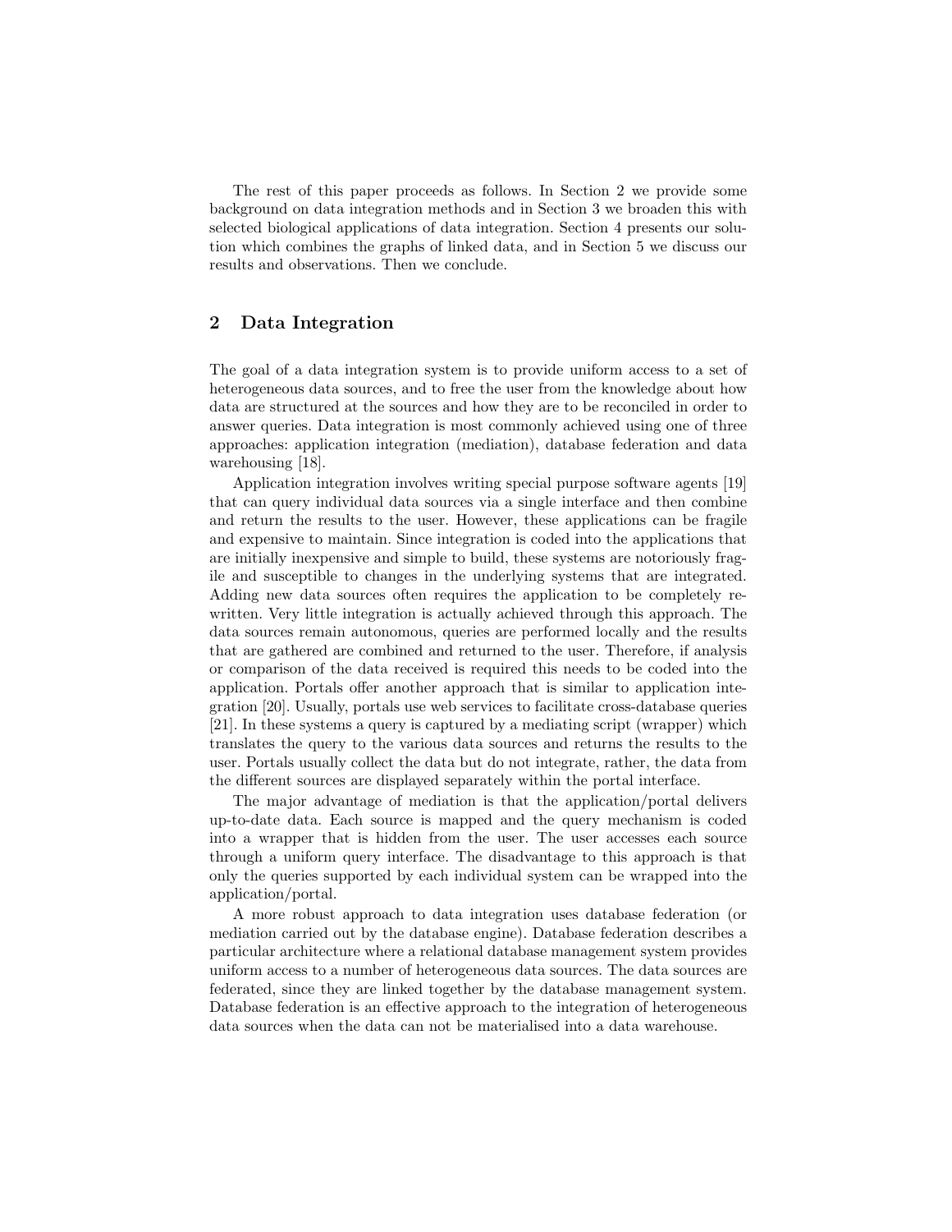The rest of this paper proceeds as follows. In Section 2 we provide some background on data integration methods and in Section 3 we broaden this with selected biological applications of data integration. Section 4 presents our solution which combines the graphs of linked data, and in Section 5 we discuss our results and observations. Then we conclude.

## 2 Data Integration

The goal of a data integration system is to provide uniform access to a set of heterogeneous data sources, and to free the user from the knowledge about how data are structured at the sources and how they are to be reconciled in order to answer queries. Data integration is most commonly achieved using one of three approaches: application integration (mediation), database federation and data warehousing [18].

Application integration involves writing special purpose software agents [19] that can query individual data sources via a single interface and then combine and return the results to the user. However, these applications can be fragile and expensive to maintain. Since integration is coded into the applications that are initially inexpensive and simple to build, these systems are notoriously fragile and susceptible to changes in the underlying systems that are integrated. Adding new data sources often requires the application to be completely rewritten. Very little integration is actually achieved through this approach. The data sources remain autonomous, queries are performed locally and the results that are gathered are combined and returned to the user. Therefore, if analysis or comparison of the data received is required this needs to be coded into the application. Portals offer another approach that is similar to application integration [20]. Usually, portals use web services to facilitate cross-database queries [21]. In these systems a query is captured by a mediating script (wrapper) which translates the query to the various data sources and returns the results to the user. Portals usually collect the data but do not integrate, rather, the data from the different sources are displayed separately within the portal interface.

The major advantage of mediation is that the application/portal delivers up-to-date data. Each source is mapped and the query mechanism is coded into a wrapper that is hidden from the user. The user accesses each source through a uniform query interface. The disadvantage to this approach is that only the queries supported by each individual system can be wrapped into the application/portal.

A more robust approach to data integration uses database federation (or mediation carried out by the database engine). Database federation describes a particular architecture where a relational database management system provides uniform access to a number of heterogeneous data sources. The data sources are federated, since they are linked together by the database management system. Database federation is an effective approach to the integration of heterogeneous data sources when the data can not be materialised into a data warehouse.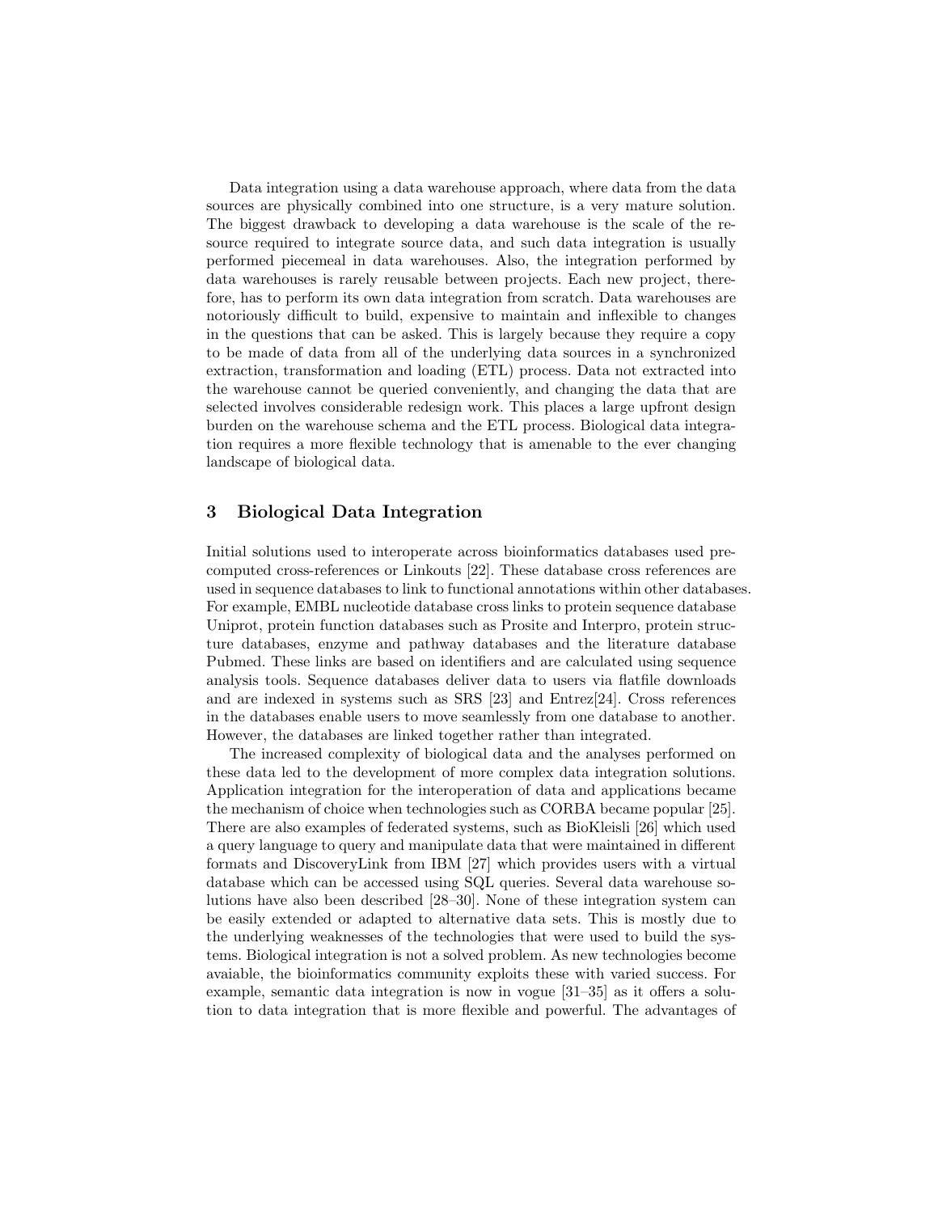Data integration using a data warehouse approach, where data from the data sources are physically combined into one structure, is a very mature solution. The biggest drawback to developing a data warehouse is the scale of the resource required to integrate source data, and such data integration is usually performed piecemeal in data warehouses. Also, the integration performed by data warehouses is rarely reusable between projects. Each new project, therefore, has to perform its own data integration from scratch. Data warehouses are notoriously difficult to build, expensive to maintain and inflexible to changes in the questions that can be asked. This is largely because they require a copy to be made of data from all of the underlying data sources in a synchronized extraction, transformation and loading (ETL) process. Data not extracted into the warehouse cannot be queried conveniently, and changing the data that are selected involves considerable redesign work. This places a large upfront design burden on the warehouse schema and the ETL process. Biological data integration requires a more flexible technology that is amenable to the ever changing landscape of biological data.

## 3 Biological Data Integration

Initial solutions used to interoperate across bioinformatics databases used precomputed cross-references or Linkouts [22]. These database cross references are used in sequence databases to link to functional annotations within other databases. For example, EMBL nucleotide database cross links to protein sequence database Uniprot, protein function databases such as Prosite and Interpro, protein structure databases, enzyme and pathway databases and the literature database Pubmed. These links are based on identifiers and are calculated using sequence analysis tools. Sequence databases deliver data to users via flatfile downloads and are indexed in systems such as SRS [23] and Entrez[24]. Cross references in the databases enable users to move seamlessly from one database to another. However, the databases are linked together rather than integrated.

The increased complexity of biological data and the analyses performed on these data led to the development of more complex data integration solutions. Application integration for the interoperation of data and applications became the mechanism of choice when technologies such as CORBA became popular [25]. There are also examples of federated systems, such as BioKleisli [26] which used a query language to query and manipulate data that were maintained in different formats and DiscoveryLink from IBM [27] which provides users with a virtual database which can be accessed using SQL queries. Several data warehouse solutions have also been described [28–30]. None of these integration system can be easily extended or adapted to alternative data sets. This is mostly due to the underlying weaknesses of the technologies that were used to build the systems. Biological integration is not a solved problem. As new technologies become avaiable, the bioinformatics community exploits these with varied success. For example, semantic data integration is now in vogue [31–35] as it offers a solution to data integration that is more flexible and powerful. The advantages of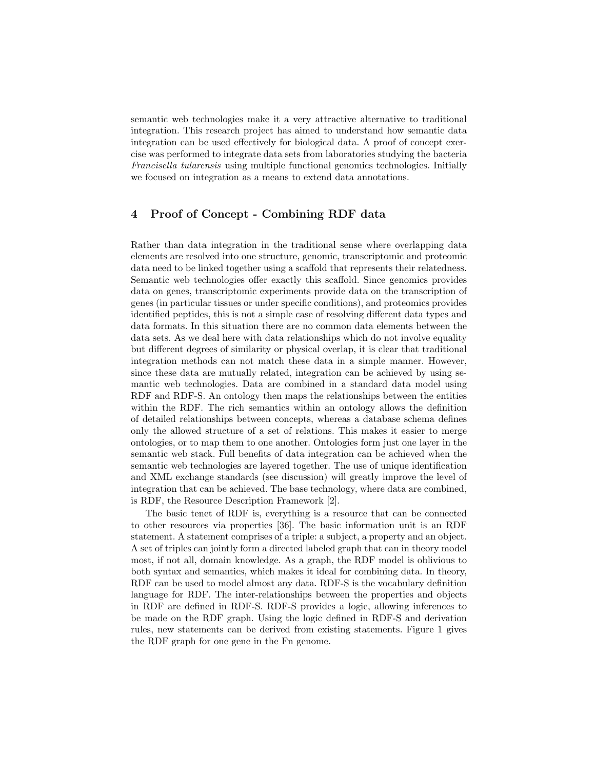semantic web technologies make it a very attractive alternative to traditional integration. This research project has aimed to understand how semantic data integration can be used effectively for biological data. A proof of concept exercise was performed to integrate data sets from laboratories studying the bacteria *Francisella tularensis* using multiple functional genomics technologies. Initially we focused on integration as a means to extend data annotations.

## 4 Proof of Concept - Combining RDF data

Rather than data integration in the traditional sense where overlapping data elements are resolved into one structure, genomic, transcriptomic and proteomic data need to be linked together using a scaffold that represents their relatedness. Semantic web technologies offer exactly this scaffold. Since genomics provides data on genes, transcriptomic experiments provide data on the transcription of genes (in particular tissues or under specific conditions), and proteomics provides identified peptides, this is not a simple case of resolving different data types and data formats. In this situation there are no common data elements between the data sets. As we deal here with data relationships which do not involve equality but different degrees of similarity or physical overlap, it is clear that traditional integration methods can not match these data in a simple manner. However, since these data are mutually related, integration can be achieved by using semantic web technologies. Data are combined in a standard data model using RDF and RDF-S. An ontology then maps the relationships between the entities within the RDF. The rich semantics within an ontology allows the definition of detailed relationships between concepts, whereas a database schema defines only the allowed structure of a set of relations. This makes it easier to merge ontologies, or to map them to one another. Ontologies form just one layer in the semantic web stack. Full benefits of data integration can be achieved when the semantic web technologies are layered together. The use of unique identification and XML exchange standards (see discussion) will greatly improve the level of integration that can be achieved. The base technology, where data are combined, is RDF, the Resource Description Framework [2].

The basic tenet of RDF is, everything is a resource that can be connected to other resources via properties [36]. The basic information unit is an RDF statement. A statement comprises of a triple: a subject, a property and an object. A set of triples can jointly form a directed labeled graph that can in theory model most, if not all, domain knowledge. As a graph, the RDF model is oblivious to both syntax and semantics, which makes it ideal for combining data. In theory, RDF can be used to model almost any data. RDF-S is the vocabulary definition language for RDF. The inter-relationships between the properties and objects in RDF are defined in RDF-S. RDF-S provides a logic, allowing inferences to be made on the RDF graph. Using the logic defined in RDF-S and derivation rules, new statements can be derived from existing statements. Figure 1 gives the RDF graph for one gene in the Fn genome.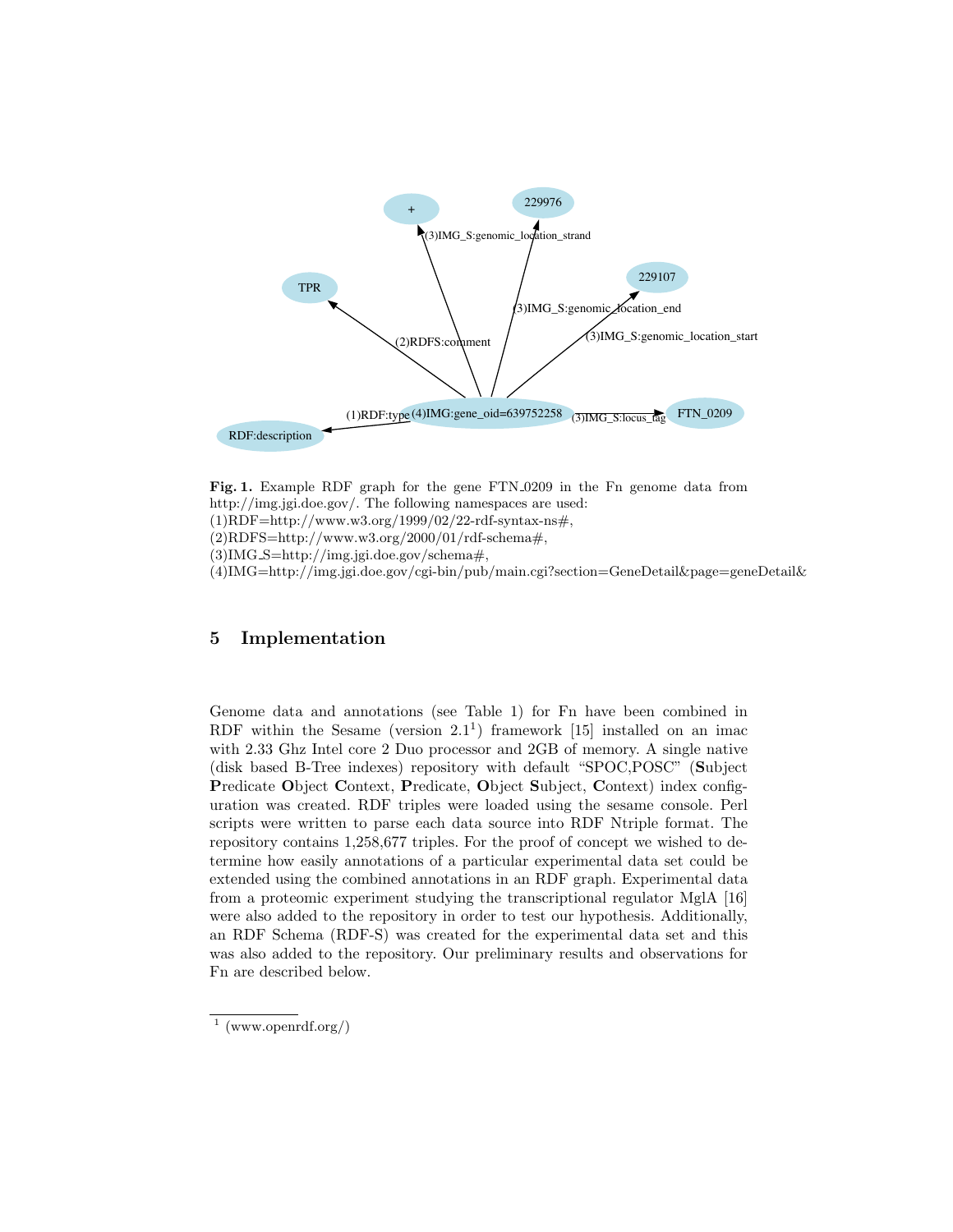**Fig. 1.** Example RDF graph for the gene FTN_0209 in the Fn genome data from http://img.jgi.doe.gov/. The following namespaces are used:
(1)RDF=http://www.w3.org/1999/02/22-rdf-syntax-ns#,
(2)RDFS=http://www.w3.org/2000/01/rdf-schema#,
(3)IMG_S=http://img.jgi.doe.gov/schema#,
(4)IMG=http://img.jgi.doe.gov/cgi-bin/pub/main.cgi?section=GeneDetail&page=geneDetail&

## 5 Implementation

Genome data and annotations (see Table 1) for Fn have been combined in RDF within the Sesame (version 2.1[1]) framework [15] installed on an imac with 2.33 Ghz Intel core 2 Duo processor and 2GB of memory. A single native (disk based B-Tree indexes) repository with default "SPOC,POSC" (**S**ubject **P**redicate **O**bject **C**ontext, **P**redicate, **O**bject **S**ubject, **C**ontext) index configuration was created. RDF triples were loaded using the sesame console. Perl scripts were written to parse each data source into RDF Ntriple format. The repository contains 1,258,677 triples. For the proof of concept we wished to determine how easily annotations of a particular experimental data set could be extended using the combined annotations in an RDF graph. Experimental data from a proteomic experiment studying the transcriptional regulator MglA [16] were also added to the repository in order to test our hypothesis. Additionally, an RDF Schema (RDF-S) was created for the experimental data set and this was also added to the repository. Our preliminary results and observations for Fn are described below.

[1] (www.openrdf.org/)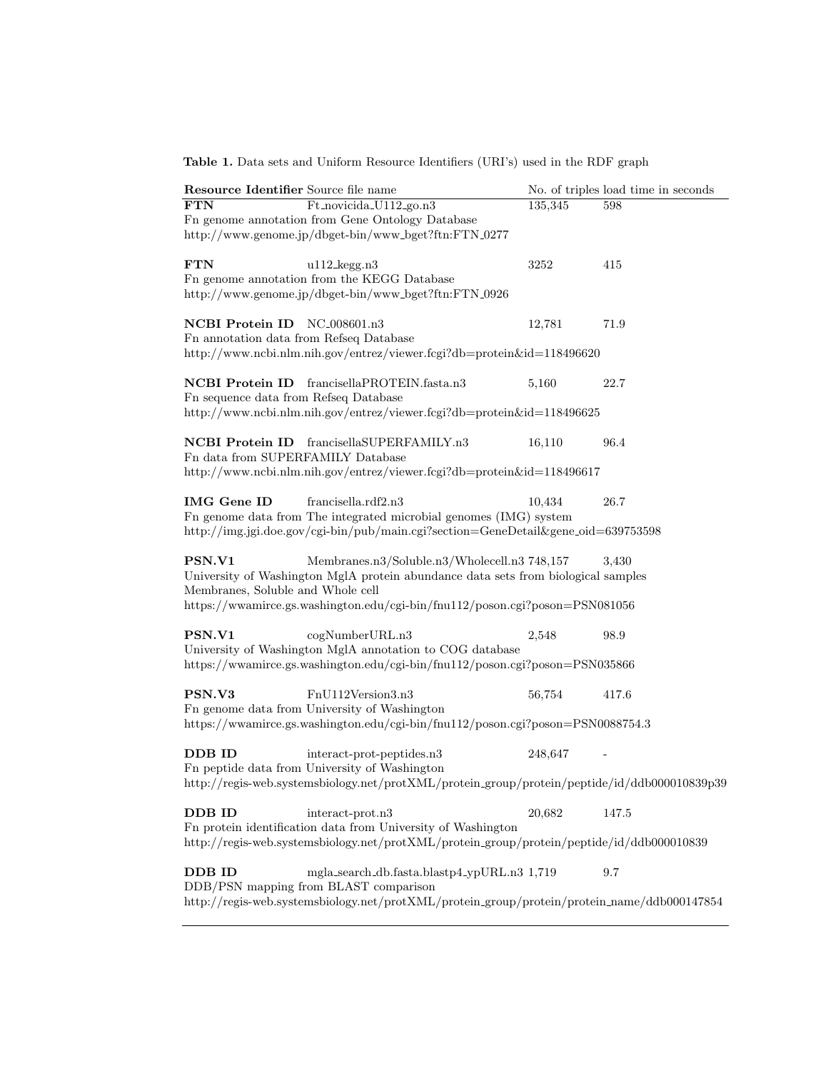**Table 1.** Data sets and Uniform Resource Identifiers (URI's) used in the RDF graph

| Resource Identifier | Source file name | No. of triples | load time in seconds |
|---|---|---|---|
| **FTN** | Ft_novicida_U112_go.n3 | 135,345 | 598 |
| Fn genome annotation from Gene Ontology Database | | | |
| http://www.genome.jp/dbget-bin/www_bget?ftn:FTN_0277 | | | |
| **FTN** | u112_kegg.n3 | 3252 | 415 |
| Fn genome annotation from the KEGG Database | | | |
| http://www.genome.jp/dbget-bin/www_bget?ftn:FTN_0926 | | | |
| **NCBI Protein ID** | NC_008601.n3 | 12,781 | 71.9 |
| Fn annotation data from Refseq Database | | | |
| http://www.ncbi.nlm.nih.gov/entrez/viewer.fcgi?db=protein&id=118496620 | | | |
| **NCBI Protein ID** | francisellaPROTEIN.fasta.n3 | 5,160 | 22.7 |
| Fn sequence data from Refseq Database | | | |
| http://www.ncbi.nlm.nih.gov/entrez/viewer.fcgi?db=protein&id=118496625 | | | |
| **NCBI Protein ID** | francisellaSUPERFAMILY.n3 | 16,110 | 96.4 |
| Fn data from SUPERFAMILY Database | | | |
| http://www.ncbi.nlm.nih.gov/entrez/viewer.fcgi?db=protein&id=118496617 | | | |
| **IMG Gene ID** | francisella.rdf2.n3 | 10,434 | 26.7 |
| Fn genome data from The integrated microbial genomes (IMG) system | | | |
| http://img.jgi.doe.gov/cgi-bin/pub/main.cgi?section=GeneDetail&gene_oid=639753598 | | | |
| **PSN.V1** | Membranes.n3/Soluble.n3/Wholecell.n3 | 748,157 | 3,430 |
| University of Washington MglA protein abundance data sets from biological samples Membranes, Soluble and Whole cell | | | |
| https://wwamirce.gs.washington.edu/cgi-bin/fnu112/poson.cgi?poson=PSN081056 | | | |
| **PSN.V1** | cogNumberURL.n3 | 2,548 | 98.9 |
| University of Washington MglA annotation to COG database | | | |
| https://wwamirce.gs.washington.edu/cgi-bin/fnu112/poson.cgi?poson=PSN035866 | | | |
| **PSN.V3** | FnU112Version3.n3 | 56,754 | 417.6 |
| Fn genome data from University of Washington | | | |
| https://wwamirce.gs.washington.edu/cgi-bin/fnu112/poson.cgi?poson=PSN0088754.3 | | | |
| **DDB ID** | interact-prot-peptides.n3 | 248,647 | - |
| Fn peptide data from University of Washington | | | |
| http://regis-web.systemsbiology.net/protXML/protein_group/protein/peptide/id/ddb000010839p39 | | | |
| **DDB ID** | interact-prot.n3 | 20,682 | 147.5 |
| Fn protein identification data from University of Washington | | | |
| http://regis-web.systemsbiology.net/protXML/protein_group/protein/peptide/id/ddb000010839 | | | |
| **DDB ID** | mgla_search_db.fasta.blastp4_ypURL.n3 | 1,719 | 9.7 |
| DDB/PSN mapping from BLAST comparison | | | |
| http://regis-web.systemsbiology.net/protXML/protein_group/protein/protein_name/ddb000147854 | | | |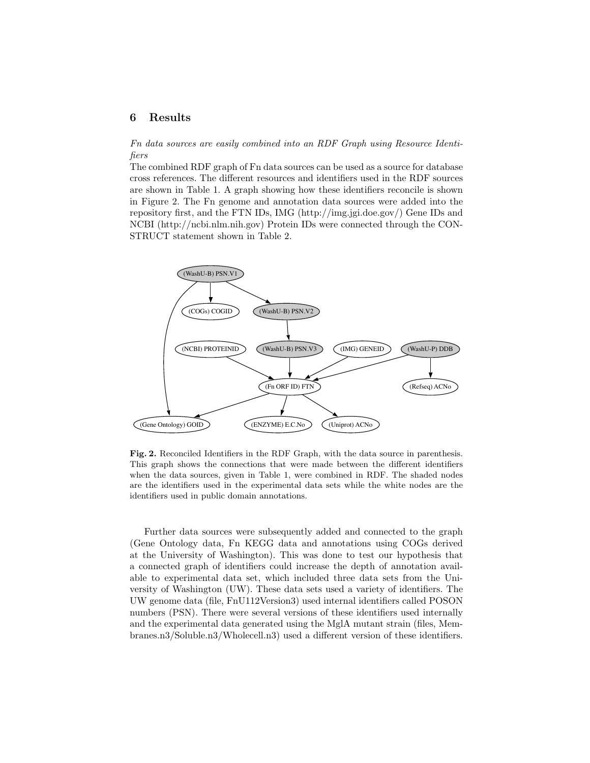## 6 Results

*Fn data sources are easily combined into an RDF Graph using Resource Identifiers*

The combined RDF graph of Fn data sources can be used as a source for database cross references. The different resources and identifiers used in the RDF sources are shown in Table 1. A graph showing how these identifiers reconcile is shown in Figure 2. The Fn genome and annotation data sources were added into the repository first, and the FTN IDs, IMG (http://img.jgi.doe.gov/) Gene IDs and NCBI (http://ncbi.nlm.nih.gov) Protein IDs were connected through the CONSTRUCT statement shown in Table 2.

**Fig. 2.** Reconciled Identifiers in the RDF Graph, with the data source in parenthesis. This graph shows the connections that were made between the different identifiers when the data sources, given in Table 1, were combined in RDF. The shaded nodes are the identifiers used in the experimental data sets while the white nodes are the identifiers used in public domain annotations.

Further data sources were subsequently added and connected to the graph (Gene Ontology data, Fn KEGG data and annotations using COGs derived at the University of Washington). This was done to test our hypothesis that a connected graph of identifiers could increase the depth of annotation available to experimental data set, which included three data sets from the University of Washington (UW). These data sets used a variety of identifiers. The UW genome data (file, FnU112Version3) used internal identifiers called POSON numbers (PSN). There were several versions of these identifiers used internally and the experimental data generated using the MglA mutant strain (files, Membranes.n3/Soluble.n3/Wholecell.n3) used a different version of these identifiers.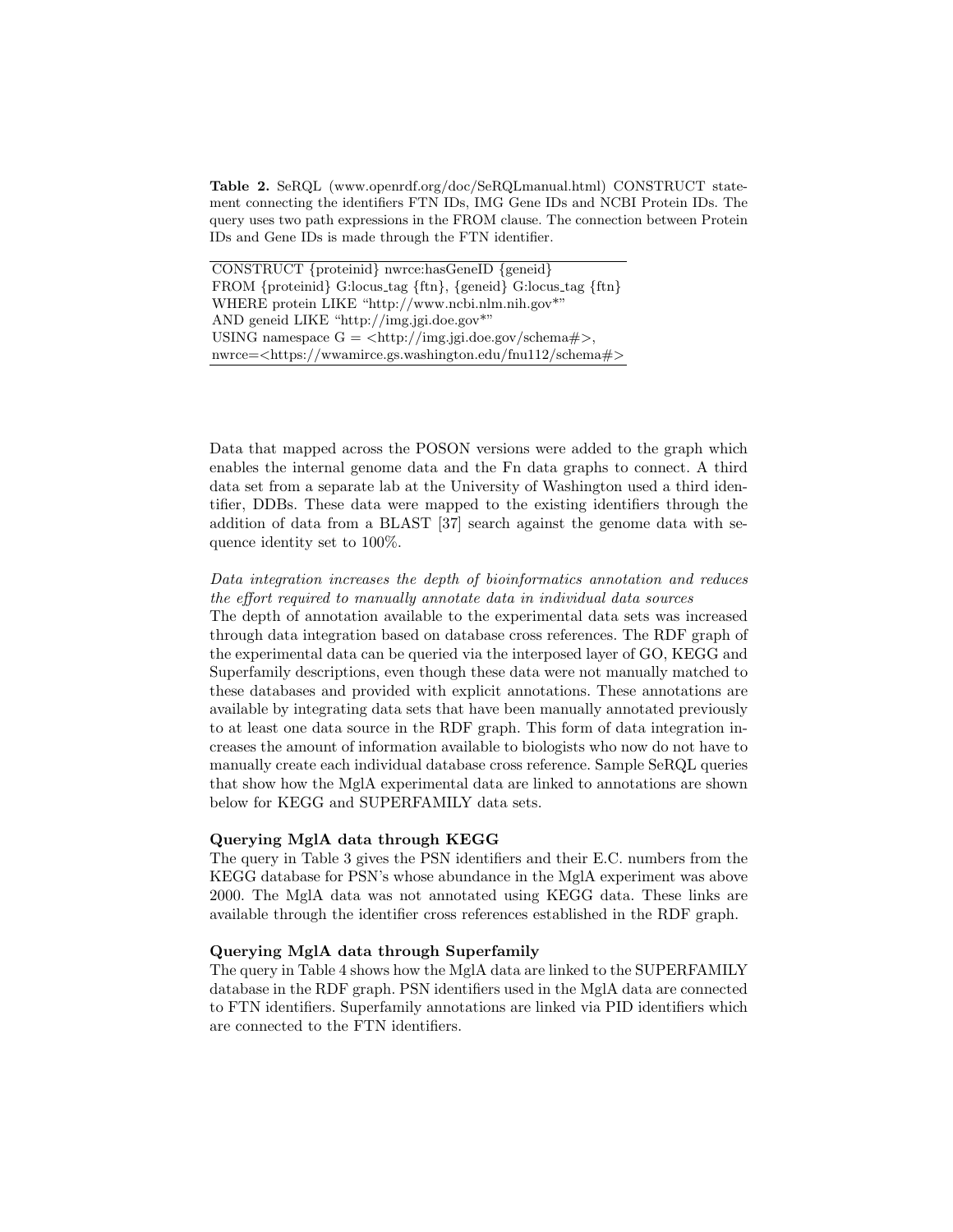**Table 2.** SeRQL (www.openrdf.org/doc/SeRQLmanual.html) CONSTRUCT statement connecting the identifiers FTN IDs, IMG Gene IDs and NCBI Protein IDs. The query uses two path expressions in the FROM clause. The connection between Protein IDs and Gene IDs is made through the FTN identifier.

```
CONSTRUCT {proteinid} nwrce:hasGeneID {geneid}
FROM {proteinid} G:locus_tag {ftn}, {geneid} G:locus_tag {ftn}
WHERE protein LIKE "http://www.ncbi.nlm.nih.gov*"
AND geneid LIKE "http://img.jgi.doe.gov*"
USING namespace G = <http://img.jgi.doe.gov/schema#>,
nwrce=<https://wwamirce.gs.washington.edu/fnu112/schema#>
```

Data that mapped across the POSON versions were added to the graph which enables the internal genome data and the Fn data graphs to connect. A third data set from a separate lab at the University of Washington used a third identifier, DDBs. These data were mapped to the existing identifiers through the addition of data from a BLAST [37] search against the genome data with sequence identity set to 100%.

*Data integration increases the depth of bioinformatics annotation and reduces the effort required to manually annotate data in individual data sources*

The depth of annotation available to the experimental data sets was increased through data integration based on database cross references. The RDF graph of the experimental data can be queried via the interposed layer of GO, KEGG and Superfamily descriptions, even though these data were not manually matched to these databases and provided with explicit annotations. These annotations are available by integrating data sets that have been manually annotated previously to at least one data source in the RDF graph. This form of data integration increases the amount of information available to biologists who now do not have to manually create each individual database cross reference. Sample SeRQL queries that show how the MglA experimental data are linked to annotations are shown below for KEGG and SUPERFAMILY data sets.

**Querying MglA data through KEGG**

The query in Table 3 gives the PSN identifiers and their E.C. numbers from the KEGG database for PSN's whose abundance in the MglA experiment was above 2000. The MglA data was not annotated using KEGG data. These links are available through the identifier cross references established in the RDF graph.

**Querying MglA data through Superfamily**

The query in Table 4 shows how the MglA data are linked to the SUPERFAMILY database in the RDF graph. PSN identifiers used in the MglA data are connected to FTN identifiers. Superfamily annotations are linked via PID identifiers which are connected to the FTN identifiers.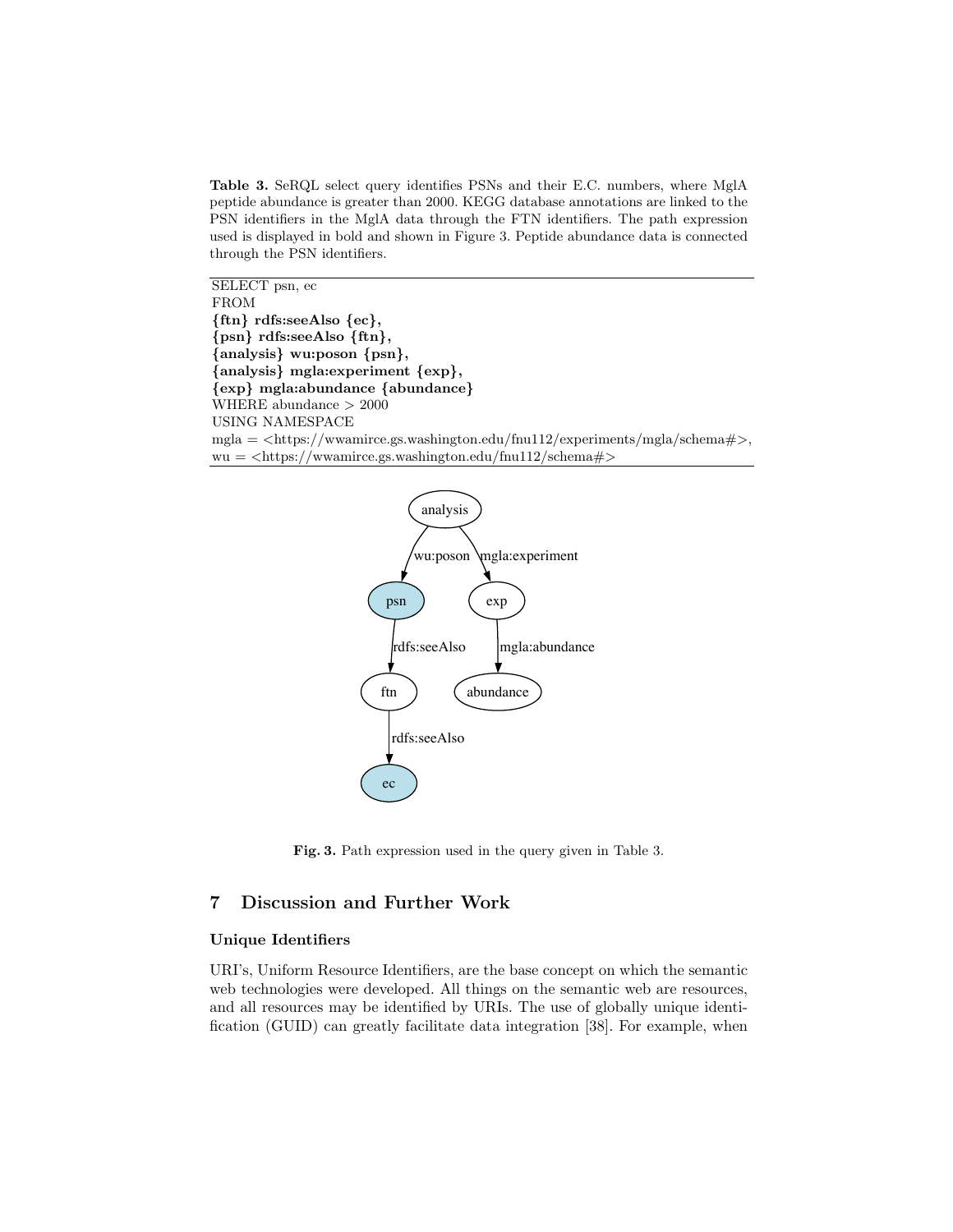**Table 3.** SeRQL select query identifies PSNs and their E.C. numbers, where MglA peptide abundance is greater than 2000. KEGG database annotations are linked to the PSN identifiers in the MglA data through the FTN identifiers. The path expression used is displayed in bold and shown in Figure 3. Peptide abundance data is connected through the PSN identifiers.

```
SELECT psn, ec
FROM
{ftn} rdfs:seeAlso {ec},
{psn} rdfs:seeAlso {ftn},
{analysis} wu:poson {psn},
{analysis} mgla:experiment {exp},
{exp} mgla:abundance {abundance}
WHERE abundance > 2000
USING NAMESPACE
mgla = <https://wwamirce.gs.washington.edu/fnu112/experiments/mgla/schema#>,
wu = <https://wwamirce.gs.washington.edu/fnu112/schema#>
```

**Fig. 3.** Path expression used in the query given in Table 3.

## 7 Discussion and Further Work

### Unique Identifiers

URI's, Uniform Resource Identifiers, are the base concept on which the semantic web technologies were developed. All things on the semantic web are resources, and all resources may be identified by URIs. The use of globally unique identification (GUID) can greatly facilitate data integration [38]. For example, when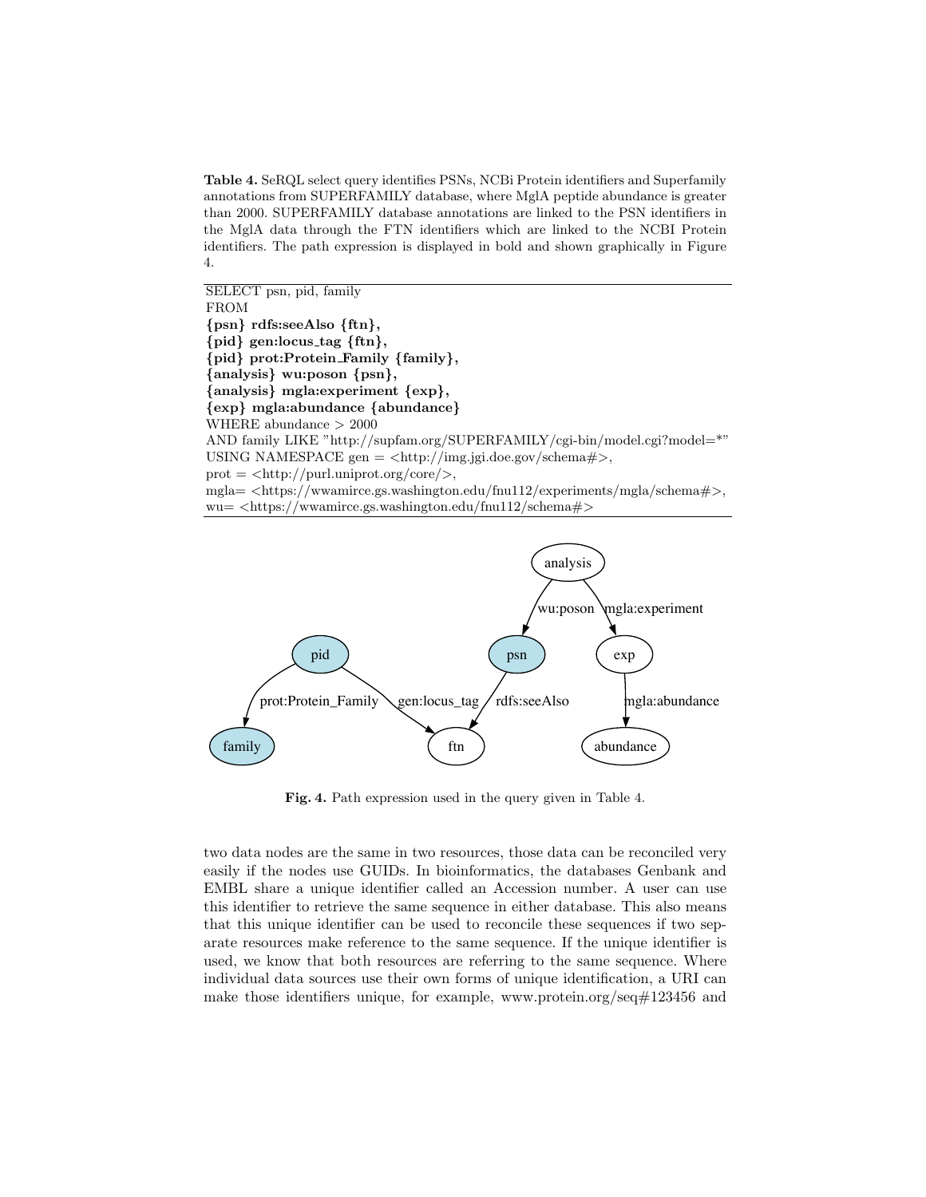**Table 4.** SeRQL select query identifies PSNs, NCBi Protein identifiers and Superfamily annotations from SUPERFAMILY database, where MglA peptide abundance is greater than 2000. SUPERFAMILY database annotations are linked to the PSN identifiers in the MglA data through the FTN identifiers which are linked to the NCBI Protein identifiers. The path expression is displayed in bold and shown graphically in Figure 4.

```
SELECT psn, pid, family
FROM
{psn} rdfs:seeAlso {ftn},
{pid} gen:locus_tag {ftn},
{pid} prot:Protein_Family {family},
{analysis} wu:poson {psn},
{analysis} mgla:experiment {exp},
{exp} mgla:abundance {abundance}
WHERE abundance > 2000
AND family LIKE "http://supfam.org/SUPERFAMILY/cgi-bin/model.cgi?model=*"
USING NAMESPACE gen = <http://img.jgi.doe.gov/schema#>,
prot = <http://purl.uniprot.org/core/>,
mgla= <https://wwamirce.gs.washington.edu/fnu112/experiments/mgla/schema#>,
wu= <https://wwamirce.gs.washington.edu/fnu112/schema#>
```

**Fig. 4.** Path expression used in the query given in Table 4.

two data nodes are the same in two resources, those data can be reconciled very easily if the nodes use GUIDs. In bioinformatics, the databases Genbank and EMBL share a unique identifier called an Accession number. A user can use this identifier to retrieve the same sequence in either database. This also means that this unique identifier can be used to reconcile these sequences if two separate resources make reference to the same sequence. If the unique identifier is used, we know that both resources are referring to the same sequence. Where individual data sources use their own forms of unique identification, a URI can make those identifiers unique, for example, www.protein.org/seq#123456 and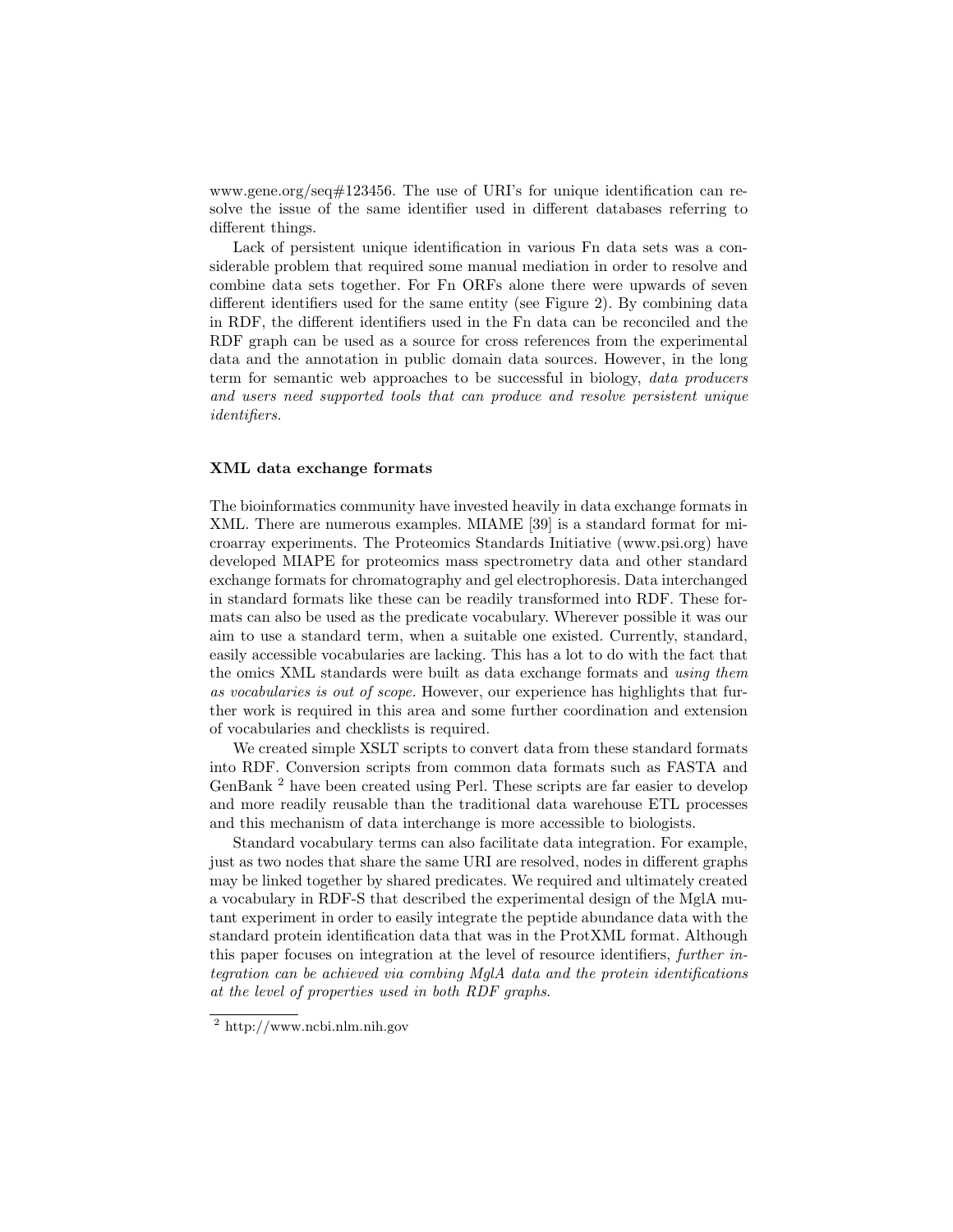www.gene.org/seq#123456. The use of URI's for unique identification can resolve the issue of the same identifier used in different databases referring to different things.

Lack of persistent unique identification in various Fn data sets was a considerable problem that required some manual mediation in order to resolve and combine data sets together. For Fn ORFs alone there were upwards of seven different identifiers used for the same entity (see Figure 2). By combining data in RDF, the different identifiers used in the Fn data can be reconciled and the RDF graph can be used as a source for cross references from the experimental data and the annotation in public domain data sources. However, in the long term for semantic web approaches to be successful in biology, *data producers and users need supported tools that can produce and resolve persistent unique identifiers.*

### XML data exchange formats

The bioinformatics community have invested heavily in data exchange formats in XML. There are numerous examples. MIAME [39] is a standard format for microarray experiments. The Proteomics Standards Initiative (www.psi.org) have developed MIAPE for proteomics mass spectrometry data and other standard exchange formats for chromatography and gel electrophoresis. Data interchanged in standard formats like these can be readily transformed into RDF. These formats can also be used as the predicate vocabulary. Wherever possible it was our aim to use a standard term, when a suitable one existed. Currently, standard, easily accessible vocabularies are lacking. This has a lot to do with the fact that the omics XML standards were built as data exchange formats and *using them as vocabularies is out of scope.* However, our experience has highlights that further work is required in this area and some further coordination and extension of vocabularies and checklists is required.

We created simple XSLT scripts to convert data from these standard formats into RDF. Conversion scripts from common data formats such as FASTA and GenBank [2] have been created using Perl. These scripts are far easier to develop and more readily reusable than the traditional data warehouse ETL processes and this mechanism of data interchange is more accessible to biologists.

Standard vocabulary terms can also facilitate data integration. For example, just as two nodes that share the same URI are resolved, nodes in different graphs may be linked together by shared predicates. We required and ultimately created a vocabulary in RDF-S that described the experimental design of the MglA mutant experiment in order to easily integrate the peptide abundance data with the standard protein identification data that was in the ProtXML format. Although this paper focuses on integration at the level of resource identifiers, *further integration can be achieved via combing MglA data and the protein identifications at the level of properties used in both RDF graphs.*

[2] http://www.ncbi.nlm.nih.gov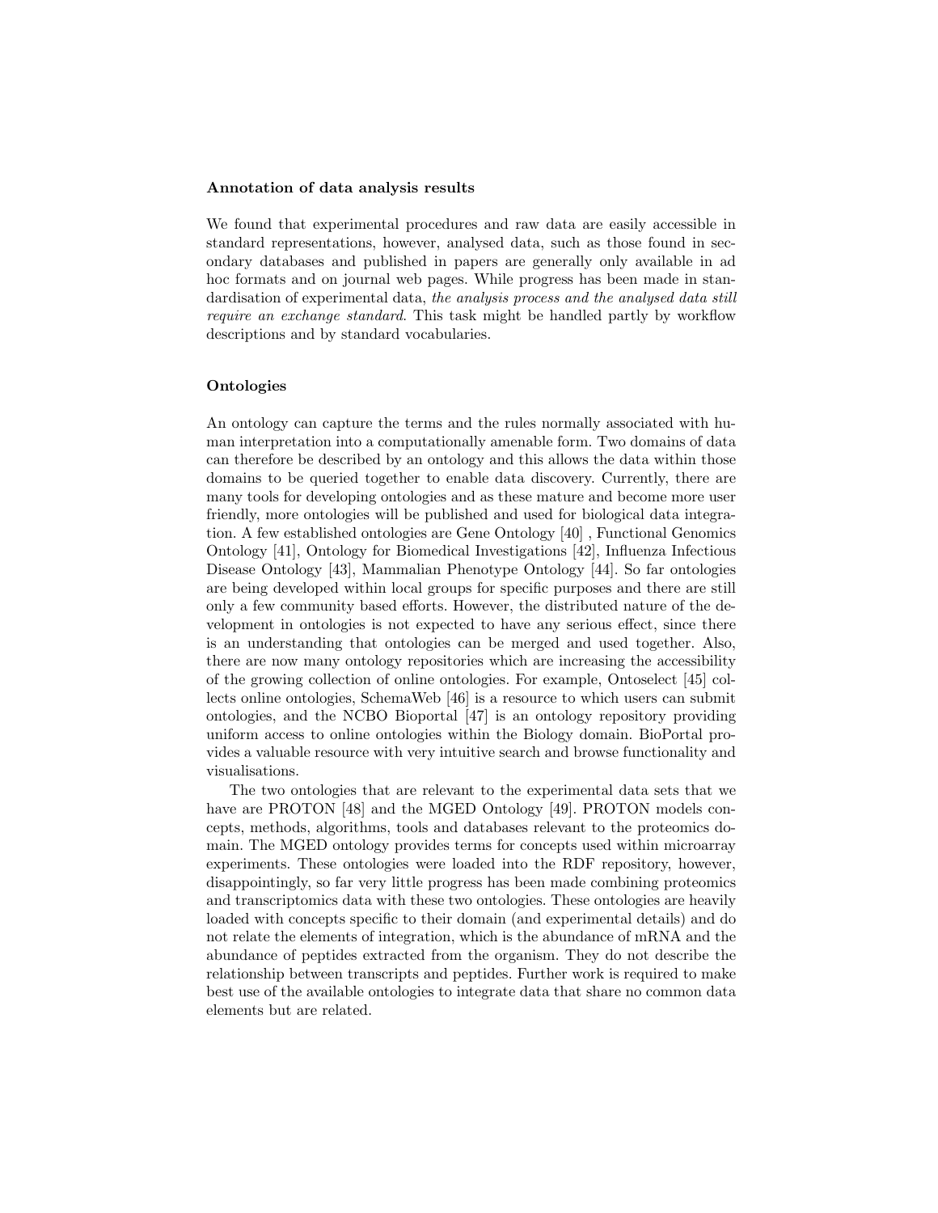### Annotation of data analysis results

We found that experimental procedures and raw data are easily accessible in standard representations, however, analysed data, such as those found in secondary databases and published in papers are generally only available in ad hoc formats and on journal web pages. While progress has been made in standardisation of experimental data, *the analysis process and the analysed data still require an exchange standard.* This task might be handled partly by workflow descriptions and by standard vocabularies.

### Ontologies

An ontology can capture the terms and the rules normally associated with human interpretation into a computationally amenable form. Two domains of data can therefore be described by an ontology and this allows the data within those domains to be queried together to enable data discovery. Currently, there are many tools for developing ontologies and as these mature and become more user friendly, more ontologies will be published and used for biological data integration. A few established ontologies are Gene Ontology [40] , Functional Genomics Ontology [41], Ontology for Biomedical Investigations [42], Influenza Infectious Disease Ontology [43], Mammalian Phenotype Ontology [44]. So far ontologies are being developed within local groups for specific purposes and there are still only a few community based efforts. However, the distributed nature of the development in ontologies is not expected to have any serious effect, since there is an understanding that ontologies can be merged and used together. Also, there are now many ontology repositories which are increasing the accessibility of the growing collection of online ontologies. For example, Ontoselect [45] collects online ontologies, SchemaWeb [46] is a resource to which users can submit ontologies, and the NCBO Bioportal [47] is an ontology repository providing uniform access to online ontologies within the Biology domain. BioPortal provides a valuable resource with very intuitive search and browse functionality and visualisations.

The two ontologies that are relevant to the experimental data sets that we have are PROTON [48] and the MGED Ontology [49]. PROTON models concepts, methods, algorithms, tools and databases relevant to the proteomics domain. The MGED ontology provides terms for concepts used within microarray experiments. These ontologies were loaded into the RDF repository, however, disappointingly, so far very little progress has been made combining proteomics and transcriptomics data with these two ontologies. These ontologies are heavily loaded with concepts specific to their domain (and experimental details) and do not relate the elements of integration, which is the abundance of mRNA and the abundance of peptides extracted from the organism. They do not describe the relationship between transcripts and peptides. Further work is required to make best use of the available ontologies to integrate data that share no common data elements but are related.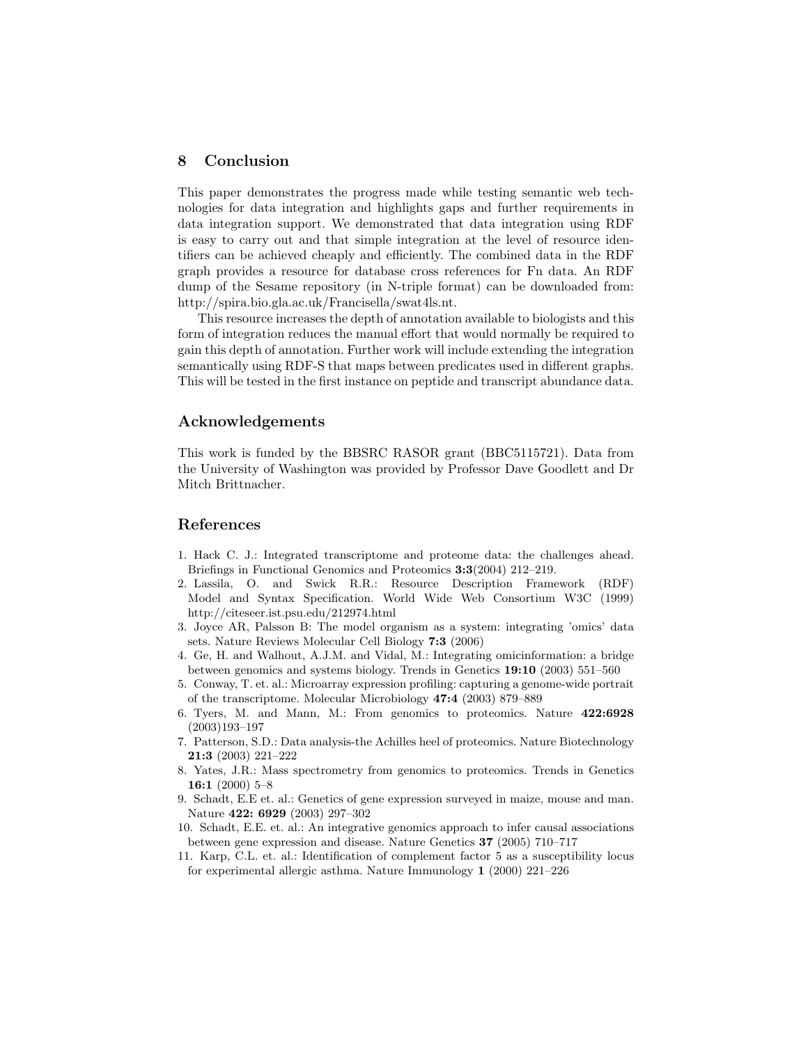## 8 Conclusion

This paper demonstrates the progress made while testing semantic web technologies for data integration and highlights gaps and further requirements in data integration support. We demonstrated that data integration using RDF is easy to carry out and that simple integration at the level of resource identifiers can be achieved cheaply and efficiently. The combined data in the RDF graph provides a resource for database cross references for Fn data. An RDF dump of the Sesame repository (in N-triple format) can be downloaded from: http://spira.bio.gla.ac.uk/Francisella/swat4ls.nt.

This resource increases the depth of annotation available to biologists and this form of integration reduces the manual effort that would normally be required to gain this depth of annotation. Further work will include extending the integration semantically using RDF-S that maps between predicates used in different graphs. This will be tested in the first instance on peptide and transcript abundance data.

## Acknowledgements

This work is funded by the BBSRC RASOR grant (BBC5115721). Data from the University of Washington was provided by Professor Dave Goodlett and Dr Mitch Brittnacher.

## References

1. Hack C. J.: Integrated transcriptome and proteome data: the challenges ahead. Briefings in Functional Genomics and Proteomics **3:3**(2004) 212–219.
2. Lassila, O. and Swick R.R.: Resource Description Framework (RDF) Model and Syntax Specification. World Wide Web Consortium W3C (1999) http://citeseer.ist.psu.edu/212974.html
3. Joyce AR, Palsson B: The model organism as a system: integrating 'omics' data sets. Nature Reviews Molecular Cell Biology **7:3** (2006)
4. Ge, H. and Walhout, A.J.M. and Vidal, M.: Integrating omicinformation: a bridge between genomics and systems biology. Trends in Genetics **19:10** (2003) 551–560
5. Conway, T. et. al.: Microarray expression profiling: capturing a genome-wide portrait of the transcriptome. Molecular Microbiology **47:4** (2003) 879–889
6. Tyers, M. and Mann, M.: From genomics to proteomics. Nature **422:6928** (2003)193–197
7. Patterson, S.D.: Data analysis-the Achilles heel of proteomics. Nature Biotechnology **21:3** (2003) 221–222
8. Yates, J.R.: Mass spectrometry from genomics to proteomics. Trends in Genetics **16:1** (2000) 5–8
9. Schadt, E.E et. al.: Genetics of gene expression surveyed in maize, mouse and man. Nature **422: 6929** (2003) 297–302
10. Schadt, E.E. et. al.: An integrative genomics approach to infer causal associations between gene expression and disease. Nature Genetics **37** (2005) 710–717
11. Karp, C.L. et. al.: Identification of complement factor 5 as a susceptibility locus for experimental allergic asthma. Nature Immunology **1** (2000) 221–226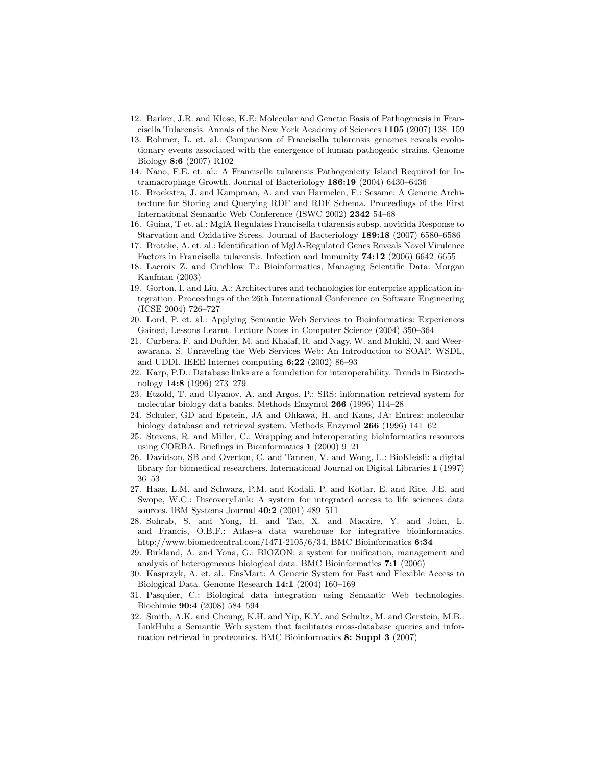12. Barker, J.R. and Klose, K.E: Molecular and Genetic Basis of Pathogenesis in Francisella Tularensis. Annals of the New York Academy of Sciences **1105** (2007) 138–159
13. Rohmer, L. et. al.: Comparison of Francisella tularensis genomes reveals evolutionary events associated with the emergence of human pathogenic strains. Genome Biology **8:6** (2007) R102
14. Nano, F.E. et. al.: A Francisella tularensis Pathogenicity Island Required for Intramacrophage Growth. Journal of Bacteriology **186:19** (2004) 6430–6436
15. Broekstra, J. and Kampman, A. and van Harmelen, F.: Sesame: A Generic Architecture for Storing and Querying RDF and RDF Schema. Proceedings of the First International Semantic Web Conference (ISWC 2002) **2342** 54–68
16. Guina, T et. al.: MglA Regulates Francisella tularensis subsp. novicida Response to Starvation and Oxidative Stress. Journal of Bacteriology **189:18** (2007) 6580–6586
17. Brotcke, A. et. al.: Identification of MglA-Regulated Genes Reveals Novel Virulence Factors in Francisella tularensis. Infection and Immunity **74:12** (2006) 6642–6655
18. Lacroix Z. and Crichlow T.: Bioinformatics, Managing Scientific Data. Morgan Kaufman (2003)
19. Gorton, I. and Liu, A.: Architectures and technologies for enterprise application integration. Proceedings of the 26th International Conference on Software Engineering (ICSE 2004) 726–727
20. Lord, P. et. al.: Applying Semantic Web Services to Bioinformatics: Experiences Gained, Lessons Learnt. Lecture Notes in Computer Science (2004) 350–364
21. Curbera, F. and Duftler, M. and Khalaf, R. and Nagy, W. and Mukhi, N. and Weerawarana, S. Unraveling the Web Services Web: An Introduction to SOAP, WSDL, and UDDI. IEEE Internet computing **6:22** (2002) 86–93
22. Karp, P.D.: Database links are a foundation for interoperability. Trends in Biotechnology **14:8** (1996) 273–279
23. Etzold, T. and Ulyanov, A. and Argos, P.: SRS: information retrieval system for molecular biology data banks. Methods Enzymol **266** (1996) 114–28
24. Schuler, GD and Epstein, JA and Ohkawa, H. and Kans, JA: Entrez: molecular biology database and retrieval system. Methods Enzymol **266** (1996) 141–62
25. Stevens, R. and Miller, C.: Wrapping and interoperating bioinformatics resources using CORBA. Briefings in Bioinformatics **1** (2000) 9–21
26. Davidson, SB and Overton, C. and Tannen, V. and Wong, L.: BioKleisli: a digital library for biomedical researchers. International Journal on Digital Libraries **1** (1997) 36–53
27. Haas, L.M. and Schwarz, P.M. and Kodali, P. and Kotlar, E. and Rice, J.E. and Swope, W.C.: DiscoveryLink: A system for integrated access to life sciences data sources. IBM Systems Journal **40:2** (2001) 489–511
28. Sohrab, S. and Yong, H. and Tao, X. and Macaire, Y. and John, L. and Francis, O.B.F.: Atlas–a data warehouse for integrative bioinformatics. http://www.biomedcentral.com/1471-2105/6/34, BMC Bioinformatics **6:34**
29. Birkland, A. and Yona, G.: BIOZON: a system for unification, management and analysis of heterogeneous biological data. BMC Bioinformatics **7:1** (2006)
30. Kasprzyk, A. et. al.: EnsMart: A Generic System for Fast and Flexible Access to Biological Data. Genome Research **14:1** (2004) 160–169
31. Pasquier, C.: Biological data integration using Semantic Web technologies. Biochimie **90:4** (2008) 584–594
32. Smith, A.K. and Cheung, K.H. and Yip, K.Y. and Schultz, M. and Gerstein, M.B.: LinkHub: a Semantic Web system that facilitates cross-database queries and information retrieval in proteomics. BMC Bioinformatics **8: Suppl 3** (2007)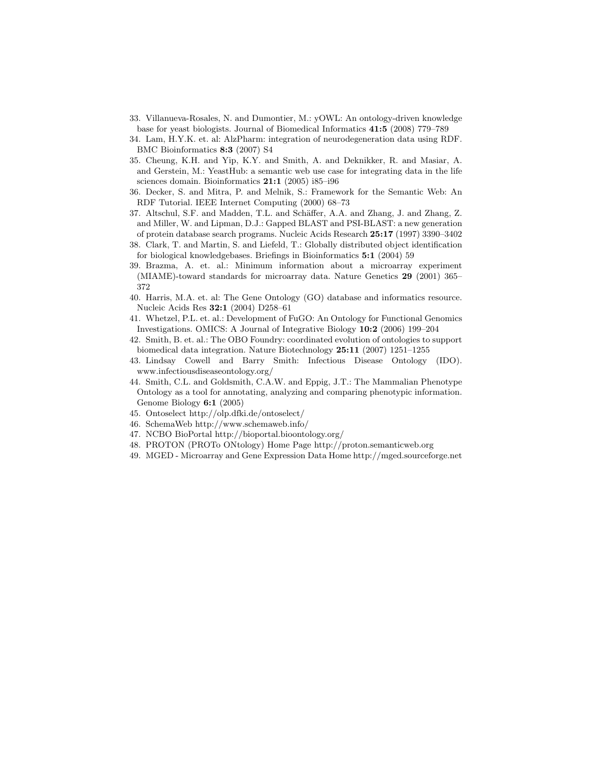33. Villanueva-Rosales, N. and Dumontier, M.: yOWL: An ontology-driven knowledge base for yeast biologists. Journal of Biomedical Informatics **41:5** (2008) 779–789
34. Lam, H.Y.K. et. al: AlzPharm: integration of neurodegeneration data using RDF. BMC Bioinformatics **8:3** (2007) S4
35. Cheung, K.H. and Yip, K.Y. and Smith, A. and Deknikker, R. and Masiar, A. and Gerstein, M.: YeastHub: a semantic web use case for integrating data in the life sciences domain. Bioinformatics **21:1** (2005) i85–i96
36. Decker, S. and Mitra, P. and Melnik, S.: Framework for the Semantic Web: An RDF Tutorial. IEEE Internet Computing (2000) 68–73
37. Altschul, S.F. and Madden, T.L. and Schäffer, A.A. and Zhang, J. and Zhang, Z. and Miller, W. and Lipman, D.J.: Gapped BLAST and PSI-BLAST: a new generation of protein database search programs. Nucleic Acids Research **25:17** (1997) 3390–3402
38. Clark, T. and Martin, S. and Liefeld, T.: Globally distributed object identification for biological knowledgebases. Briefings in Bioinformatics **5:1** (2004) 59
39. Brazma, A. et. al.: Minimum information about a microarray experiment (MIAME)-toward standards for microarray data. Nature Genetics **29** (2001) 365–372
40. Harris, M.A. et. al: The Gene Ontology (GO) database and informatics resource. Nucleic Acids Res **32:1** (2004) D258–61
41. Whetzel, P.L. et. al.: Development of FuGO: An Ontology for Functional Genomics Investigations. OMICS: A Journal of Integrative Biology **10:2** (2006) 199–204
42. Smith, B. et. al.: The OBO Foundry: coordinated evolution of ontologies to support biomedical data integration. Nature Biotechnology **25:11** (2007) 1251–1255
43. Lindsay Cowell and Barry Smith: Infectious Disease Ontology (IDO). www.infectiousdiseaseontology.org/
44. Smith, C.L. and Goldsmith, C.A.W. and Eppig, J.T.: The Mammalian Phenotype Ontology as a tool for annotating, analyzing and comparing phenotypic information. Genome Biology **6:1** (2005)
45. Ontoselect http://olp.dfki.de/ontoselect/
46. SchemaWeb http://www.schemaweb.info/
47. NCBO BioPortal http://bioportal.bioontology.org/
48. PROTON (PROTo ONtology) Home Page http://proton.semanticweb.org
49. MGED - Microarray and Gene Expression Data Home http://mged.sourceforge.net